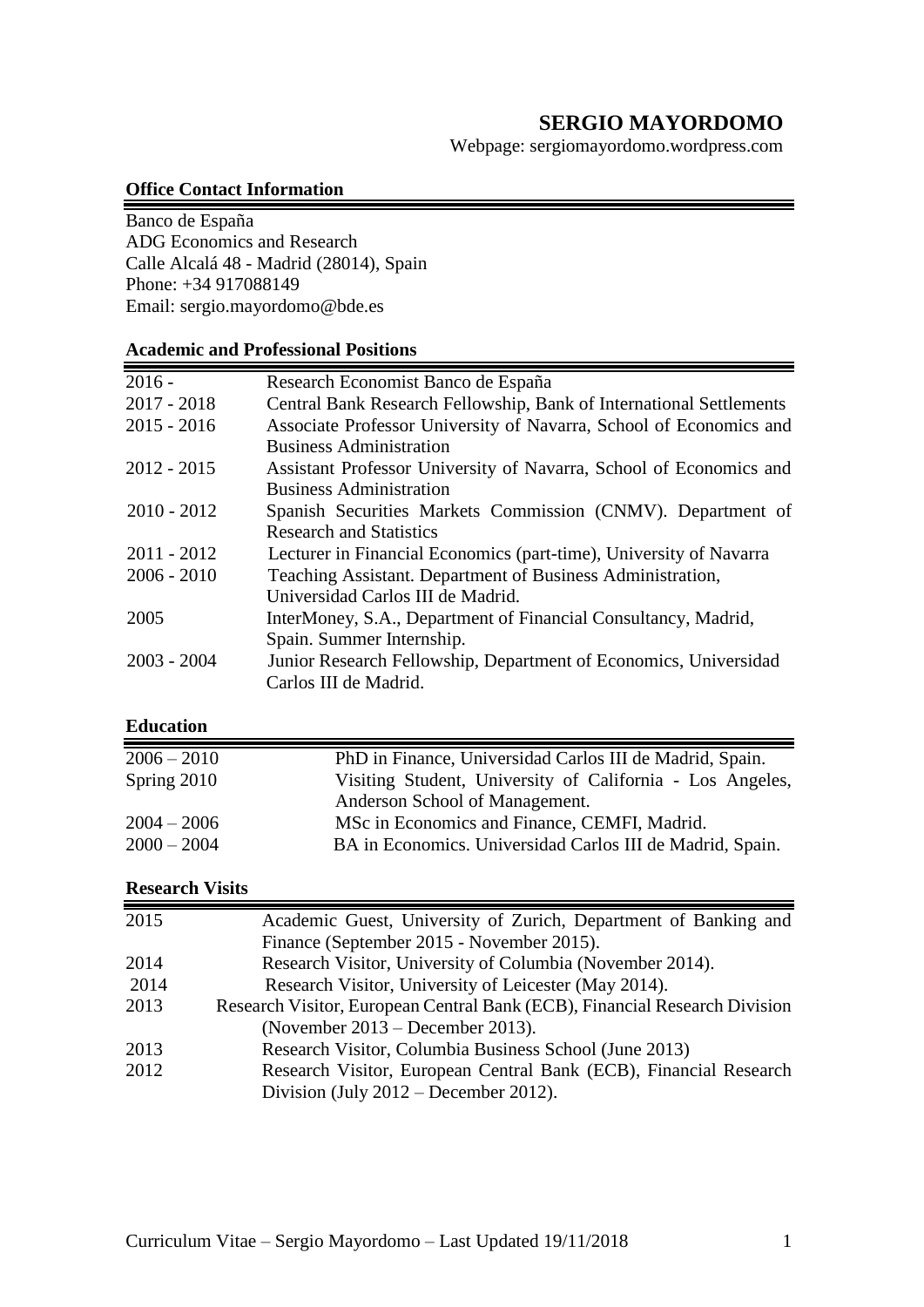# SERGIO MAYORDOMO

Webpage: sergiomayordomo.wordpress.com

## Office Contact Information

Banco de España
ADG Economics and Research
Calle Alcalá 48 - Madrid (28014), Spain
Phone: +34 917088149
Email: sergio.mayordomo@bde.es

## Academic and Professional Positions

| | |
|---|---|
| 2016 - | Research Economist Banco de España |
| 2017 - 2018 | Central Bank Research Fellowship, Bank of International Settlements |
| 2015 - 2016 | Associate Professor University of Navarra, School of Economics and Business Administration |
| 2012 - 2015 | Assistant Professor University of Navarra, School of Economics and Business Administration |
| 2010 - 2012 | Spanish Securities Markets Commission (CNMV). Department of Research and Statistics |
| 2011 - 2012 | Lecturer in Financial Economics (part-time), University of Navarra |
| 2006 - 2010 | Teaching Assistant. Department of Business Administration, Universidad Carlos III de Madrid. |
| 2005 | InterMoney, S.A., Department of Financial Consultancy, Madrid, Spain. Summer Internship. |
| 2003 - 2004 | Junior Research Fellowship, Department of Economics, Universidad Carlos III de Madrid. |

## Education

| | |
|---|---|
| 2006 – 2010 | PhD in Finance, Universidad Carlos III de Madrid, Spain. |
| Spring 2010 | Visiting Student, University of California - Los Angeles, Anderson School of Management. |
| 2004 – 2006 | MSc in Economics and Finance, CEMFI, Madrid. |
| 2000 – 2004 | BA in Economics. Universidad Carlos III de Madrid, Spain. |

## Research Visits

| | |
|---|---|
| 2015 | Academic Guest, University of Zurich, Department of Banking and Finance (September 2015 - November 2015). |
| 2014 | Research Visitor, University of Columbia (November 2014). |
| 2014 | Research Visitor, University of Leicester (May 2014). |
| 2013 | Research Visitor, European Central Bank (ECB), Financial Research Division (November 2013 – December 2013). |
| 2013 | Research Visitor, Columbia Business School (June 2013) |
| 2012 | Research Visitor, European Central Bank (ECB), Financial Research Division (July 2012 – December 2012). |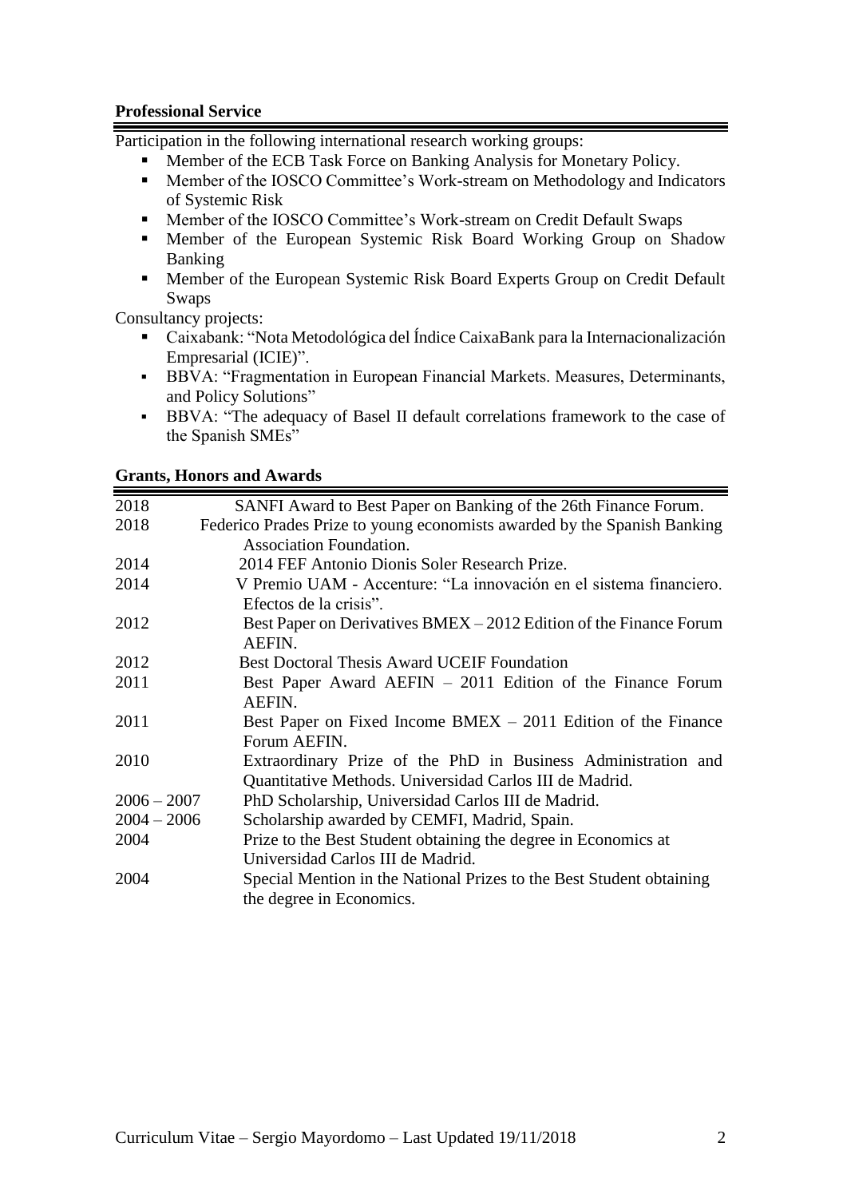## Professional Service

Participation in the following international research working groups:

- Member of the ECB Task Force on Banking Analysis for Monetary Policy.
- Member of the IOSCO Committee's Work-stream on Methodology and Indicators of Systemic Risk
- Member of the IOSCO Committee's Work-stream on Credit Default Swaps
- Member of the European Systemic Risk Board Working Group on Shadow Banking
- Member of the European Systemic Risk Board Experts Group on Credit Default Swaps

Consultancy projects:

- Caixabank: "Nota Metodológica del Índice CaixaBank para la Internacionalización Empresarial (ICIE)".
- BBVA: "Fragmentation in European Financial Markets. Measures, Determinants, and Policy Solutions"
- BBVA: "The adequacy of Basel II default correlations framework to the case of the Spanish SMEs"

## Grants, Honors and Awards

| | |
|---|---|
| 2018 | SANFI Award to Best Paper on Banking of the 26th Finance Forum. |
| 2018 | Federico Prades Prize to young economists awarded by the Spanish Banking Association Foundation. |
| 2014 | 2014 FEF Antonio Dionis Soler Research Prize. |
| 2014 | V Premio UAM - Accenture: "La innovación en el sistema financiero. Efectos de la crisis". |
| 2012 | Best Paper on Derivatives BMEX – 2012 Edition of the Finance Forum AEFIN. |
| 2012 | Best Doctoral Thesis Award UCEIF Foundation |
| 2011 | Best Paper Award AEFIN – 2011 Edition of the Finance Forum AEFIN. |
| 2011 | Best Paper on Fixed Income BMEX – 2011 Edition of the Finance Forum AEFIN. |
| 2010 | Extraordinary Prize of the PhD in Business Administration and Quantitative Methods. Universidad Carlos III de Madrid. |
| 2006 – 2007 | PhD Scholarship, Universidad Carlos III de Madrid. |
| 2004 – 2006 | Scholarship awarded by CEMFI, Madrid, Spain. |
| 2004 | Prize to the Best Student obtaining the degree in Economics at Universidad Carlos III de Madrid. |
| 2004 | Special Mention in the National Prizes to the Best Student obtaining the degree in Economics. |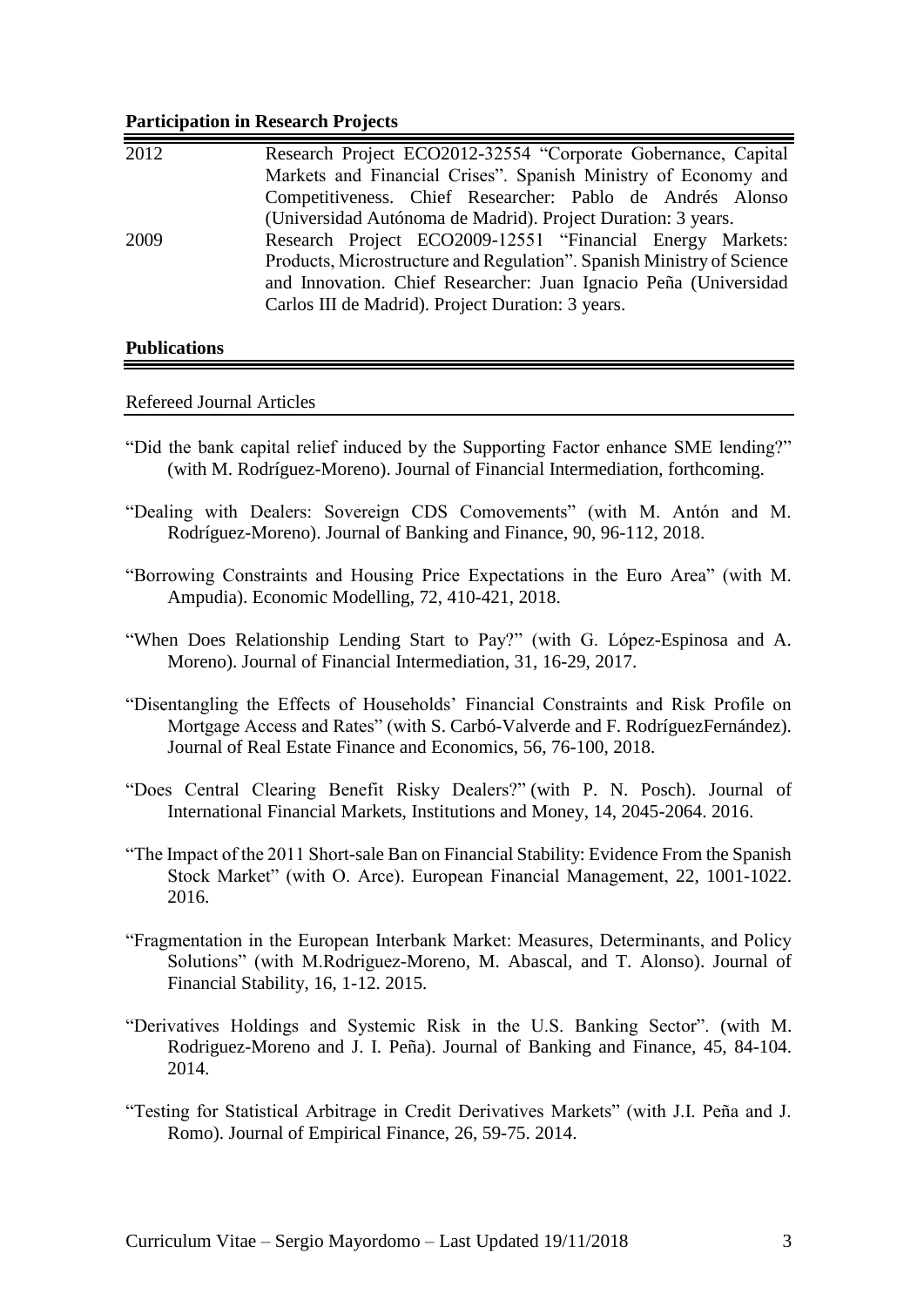**Participation in Research Projects**

| | |
|---|---|
| 2012 | Research Project ECO2012-32554 "Corporate Gobernance, Capital Markets and Financial Crises". Spanish Ministry of Economy and Competitiveness. Chief Researcher: Pablo de Andrés Alonso (Universidad Autónoma de Madrid). Project Duration: 3 years. |
| 2009 | Research Project ECO2009-12551 "Financial Energy Markets: Products, Microstructure and Regulation". Spanish Ministry of Science and Innovation. Chief Researcher: Juan Ignacio Peña (Universidad Carlos III de Madrid). Project Duration: 3 years. |

**Publications**

Refereed Journal Articles

"Did the bank capital relief induced by the Supporting Factor enhance SME lending?" (with M. Rodríguez-Moreno). Journal of Financial Intermediation, forthcoming.

"Dealing with Dealers: Sovereign CDS Comovements" (with M. Antón and M. Rodríguez-Moreno). Journal of Banking and Finance, 90, 96-112, 2018.

"Borrowing Constraints and Housing Price Expectations in the Euro Area" (with M. Ampudia). Economic Modelling, 72, 410-421, 2018.

"When Does Relationship Lending Start to Pay?" (with G. López-Espinosa and A. Moreno). Journal of Financial Intermediation, 31, 16-29, 2017.

"Disentangling the Effects of Households' Financial Constraints and Risk Profile on Mortgage Access and Rates" (with S. Carbó-Valverde and F. RodríguezFernández). Journal of Real Estate Finance and Economics, 56, 76-100, 2018.

"Does Central Clearing Benefit Risky Dealers?" (with P. N. Posch). Journal of International Financial Markets, Institutions and Money, 14, 2045-2064. 2016.

"The Impact of the 2011 Short-sale Ban on Financial Stability: Evidence From the Spanish Stock Market" (with O. Arce). European Financial Management, 22, 1001-1022. 2016.

"Fragmentation in the European Interbank Market: Measures, Determinants, and Policy Solutions" (with M.Rodriguez-Moreno, M. Abascal, and T. Alonso). Journal of Financial Stability, 16, 1-12. 2015.

"Derivatives Holdings and Systemic Risk in the U.S. Banking Sector". (with M. Rodriguez-Moreno and J. I. Peña). Journal of Banking and Finance, 45, 84-104. 2014.

"Testing for Statistical Arbitrage in Credit Derivatives Markets" (with J.I. Peña and J. Romo). Journal of Empirical Finance, 26, 59-75. 2014.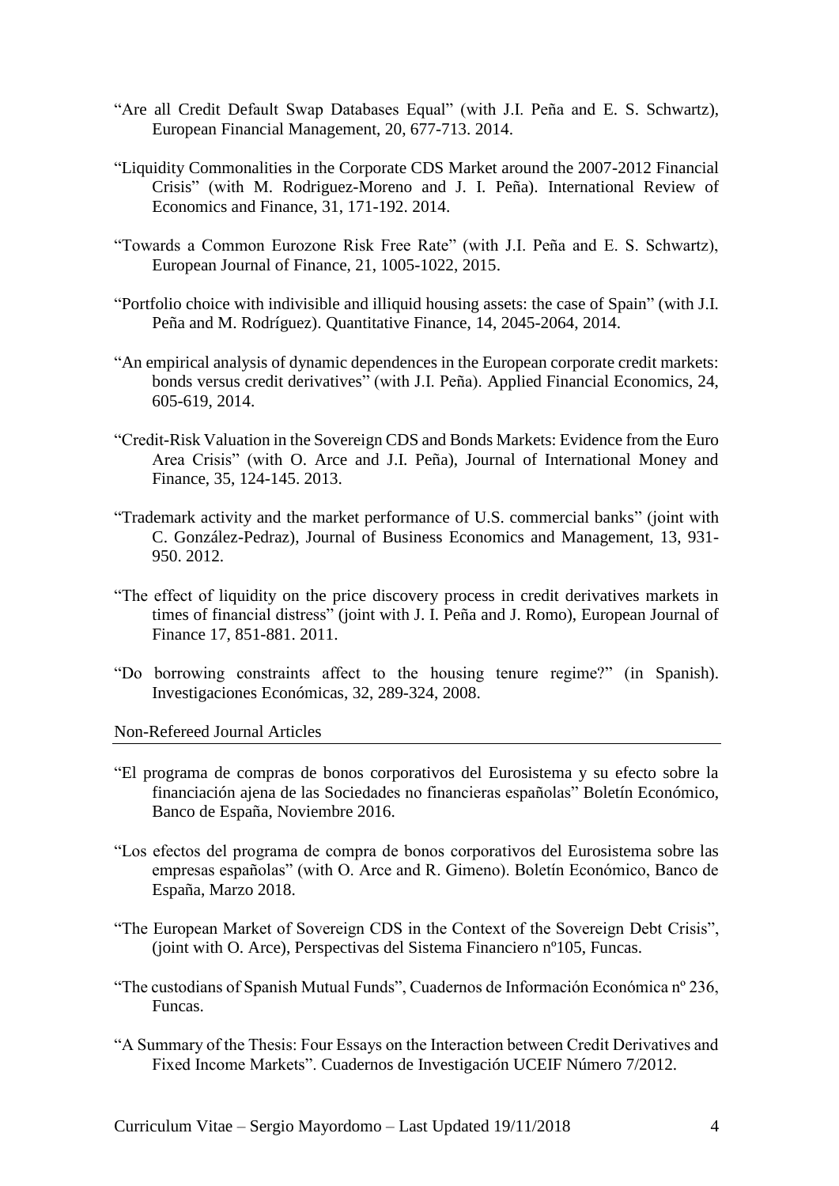"Are all Credit Default Swap Databases Equal" (with J.I. Peña and E. S. Schwartz), European Financial Management, 20, 677-713. 2014.

"Liquidity Commonalities in the Corporate CDS Market around the 2007-2012 Financial Crisis" (with M. Rodriguez-Moreno and J. I. Peña). International Review of Economics and Finance, 31, 171-192. 2014.

"Towards a Common Eurozone Risk Free Rate" (with J.I. Peña and E. S. Schwartz), European Journal of Finance, 21, 1005-1022, 2015.

"Portfolio choice with indivisible and illiquid housing assets: the case of Spain" (with J.I. Peña and M. Rodríguez). Quantitative Finance, 14, 2045-2064, 2014.

"An empirical analysis of dynamic dependences in the European corporate credit markets: bonds versus credit derivatives" (with J.I. Peña). Applied Financial Economics, 24, 605-619, 2014.

"Credit-Risk Valuation in the Sovereign CDS and Bonds Markets: Evidence from the Euro Area Crisis" (with O. Arce and J.I. Peña), Journal of International Money and Finance, 35, 124-145. 2013.

"Trademark activity and the market performance of U.S. commercial banks" (joint with C. González-Pedraz), Journal of Business Economics and Management, 13, 931-950. 2012.

"The effect of liquidity on the price discovery process in credit derivatives markets in times of financial distress" (joint with J. I. Peña and J. Romo), European Journal of Finance 17, 851-881. 2011.

"Do borrowing constraints affect to the housing tenure regime?" (in Spanish). Investigaciones Económicas, 32, 289-324, 2008.

## Non-Refereed Journal Articles

"El programa de compras de bonos corporativos del Eurosistema y su efecto sobre la financiación ajena de las Sociedades no financieras españolas" Boletín Económico, Banco de España, Noviembre 2016.

"Los efectos del programa de compra de bonos corporativos del Eurosistema sobre las empresas españolas" (with O. Arce and R. Gimeno). Boletín Económico, Banco de España, Marzo 2018.

"The European Market of Sovereign CDS in the Context of the Sovereign Debt Crisis", (joint with O. Arce), Perspectivas del Sistema Financiero nº105, Funcas.

"The custodians of Spanish Mutual Funds", Cuadernos de Información Económica nº 236, Funcas.

"A Summary of the Thesis: Four Essays on the Interaction between Credit Derivatives and Fixed Income Markets". Cuadernos de Investigación UCEIF Número 7/2012.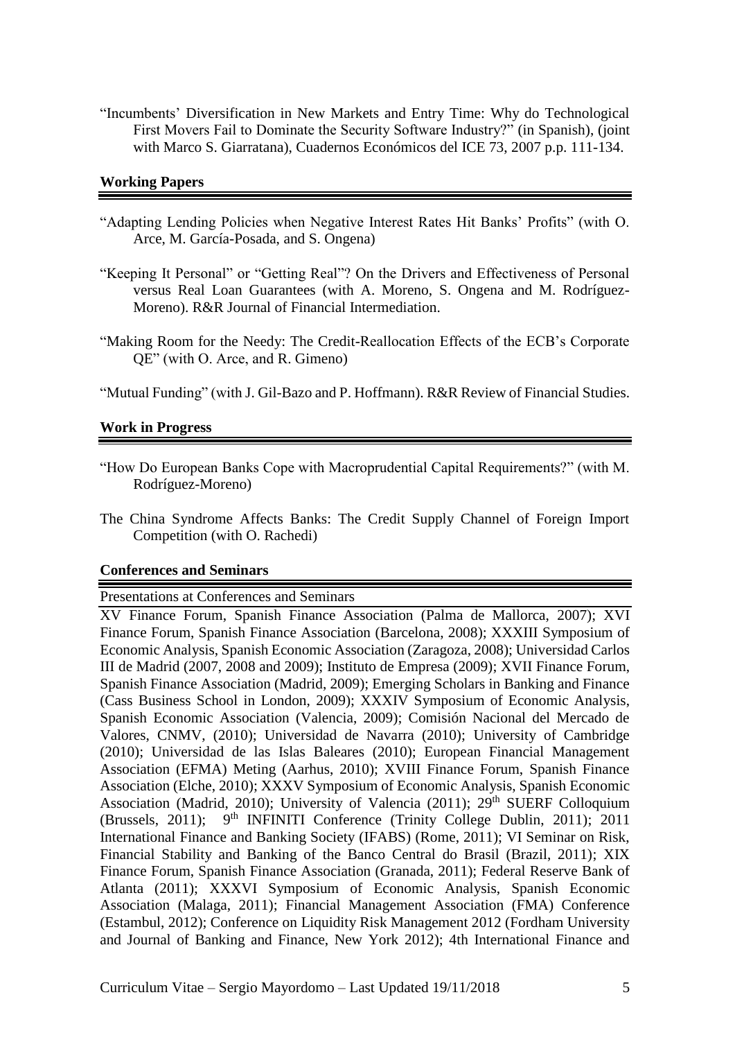"Incumbents' Diversification in New Markets and Entry Time: Why do Technological First Movers Fail to Dominate the Security Software Industry?" (in Spanish), (joint with Marco S. Giarratana), Cuadernos Económicos del ICE 73, 2007 p.p. 111-134.

## Working Papers

"Adapting Lending Policies when Negative Interest Rates Hit Banks' Profits" (with O. Arce, M. García-Posada, and S. Ongena)

"Keeping It Personal" or "Getting Real"? On the Drivers and Effectiveness of Personal versus Real Loan Guarantees (with A. Moreno, S. Ongena and M. Rodríguez-Moreno). R&R Journal of Financial Intermediation.

"Making Room for the Needy: The Credit-Reallocation Effects of the ECB's Corporate QE" (with O. Arce, and R. Gimeno)

"Mutual Funding" (with J. Gil-Bazo and P. Hoffmann). R&R Review of Financial Studies.

## Work in Progress

"How Do European Banks Cope with Macroprudential Capital Requirements?" (with M. Rodríguez-Moreno)

The China Syndrome Affects Banks: The Credit Supply Channel of Foreign Import Competition (with O. Rachedi)

## Conferences and Seminars

### Presentations at Conferences and Seminars

XV Finance Forum, Spanish Finance Association (Palma de Mallorca, 2007); XVI Finance Forum, Spanish Finance Association (Barcelona, 2008); XXXIII Symposium of Economic Analysis, Spanish Economic Association (Zaragoza, 2008); Universidad Carlos III de Madrid (2007, 2008 and 2009); Instituto de Empresa (2009); XVII Finance Forum, Spanish Finance Association (Madrid, 2009); Emerging Scholars in Banking and Finance (Cass Business School in London, 2009); XXXIV Symposium of Economic Analysis, Spanish Economic Association (Valencia, 2009); Comisión Nacional del Mercado de Valores, CNMV, (2010); Universidad de Navarra (2010); University of Cambridge (2010); Universidad de las Islas Baleares (2010); European Financial Management Association (EFMA) Meting (Aarhus, 2010); XVIII Finance Forum, Spanish Finance Association (Elche, 2010); XXXV Symposium of Economic Analysis, Spanish Economic Association (Madrid, 2010); University of Valencia (2011); 29th SUERF Colloquium (Brussels, 2011); 9th INFINITI Conference (Trinity College Dublin, 2011); 2011 International Finance and Banking Society (IFABS) (Rome, 2011); VI Seminar on Risk, Financial Stability and Banking of the Banco Central do Brasil (Brazil, 2011); XIX Finance Forum, Spanish Finance Association (Granada, 2011); Federal Reserve Bank of Atlanta (2011); XXXVI Symposium of Economic Analysis, Spanish Economic Association (Malaga, 2011); Financial Management Association (FMA) Conference (Estambul, 2012); Conference on Liquidity Risk Management 2012 (Fordham University and Journal of Banking and Finance, New York 2012); 4th International Finance and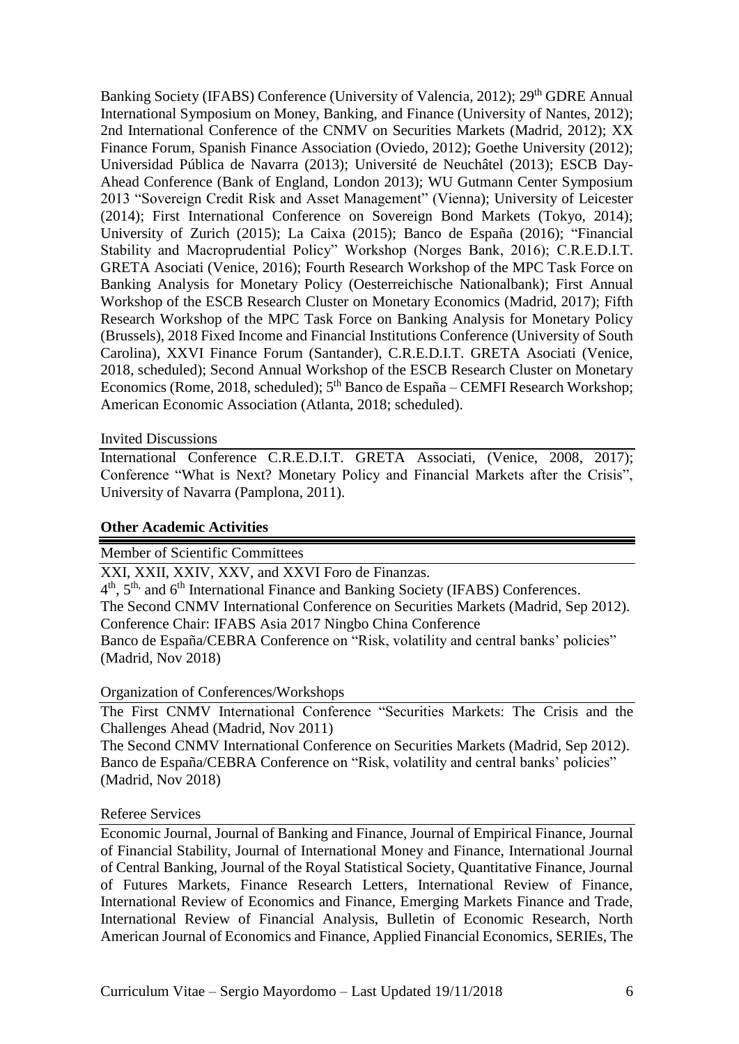Banking Society (IFABS) Conference (University of Valencia, 2012); 29[th] GDRE Annual International Symposium on Money, Banking, and Finance (University of Nantes, 2012); 2nd International Conference of the CNMV on Securities Markets (Madrid, 2012); XX Finance Forum, Spanish Finance Association (Oviedo, 2012); Goethe University (2012); Universidad Pública de Navarra (2013); Université de Neuchâtel (2013); ESCB Day-Ahead Conference (Bank of England, London 2013); WU Gutmann Center Symposium 2013 "Sovereign Credit Risk and Asset Management" (Vienna); University of Leicester (2014); First International Conference on Sovereign Bond Markets (Tokyo, 2014); University of Zurich (2015); La Caixa (2015); Banco de España (2016); "Financial Stability and Macroprudential Policy" Workshop (Norges Bank, 2016); C.R.E.D.I.T. GRETA Asociati (Venice, 2016); Fourth Research Workshop of the MPC Task Force on Banking Analysis for Monetary Policy (Oesterreichische Nationalbank); First Annual Workshop of the ESCB Research Cluster on Monetary Economics (Madrid, 2017); Fifth Research Workshop of the MPC Task Force on Banking Analysis for Monetary Policy (Brussels), 2018 Fixed Income and Financial Institutions Conference (University of South Carolina), XXVI Finance Forum (Santander), C.R.E.D.I.T. GRETA Asociati (Venice, 2018, scheduled); Second Annual Workshop of the ESCB Research Cluster on Monetary Economics (Rome, 2018, scheduled); 5[th] Banco de España – CEMFI Research Workshop; American Economic Association (Atlanta, 2018; scheduled).

Invited Discussions

International Conference C.R.E.D.I.T. GRETA Associati, (Venice, 2008, 2017); Conference "What is Next? Monetary Policy and Financial Markets after the Crisis", University of Navarra (Pamplona, 2011).

## Other Academic Activities

Member of Scientific Committees

XXI, XXII, XXIV, XXV, and XXVI Foro de Finanzas.
4[th], 5[th,] and 6[th] International Finance and Banking Society (IFABS) Conferences.
The Second CNMV International Conference on Securities Markets (Madrid, Sep 2012).
Conference Chair: IFABS Asia 2017 Ningbo China Conference
Banco de España/CEBRA Conference on "Risk, volatility and central banks' policies" (Madrid, Nov 2018)

Organization of Conferences/Workshops

The First CNMV International Conference "Securities Markets: The Crisis and the Challenges Ahead (Madrid, Nov 2011)
The Second CNMV International Conference on Securities Markets (Madrid, Sep 2012).
Banco de España/CEBRA Conference on "Risk, volatility and central banks' policies" (Madrid, Nov 2018)

Referee Services

Economic Journal, Journal of Banking and Finance, Journal of Empirical Finance, Journal of Financial Stability, Journal of International Money and Finance, International Journal of Central Banking, Journal of the Royal Statistical Society, Quantitative Finance, Journal of Futures Markets, Finance Research Letters, International Review of Finance, International Review of Economics and Finance, Emerging Markets Finance and Trade, International Review of Financial Analysis, Bulletin of Economic Research, North American Journal of Economics and Finance, Applied Financial Economics, SERIEs, The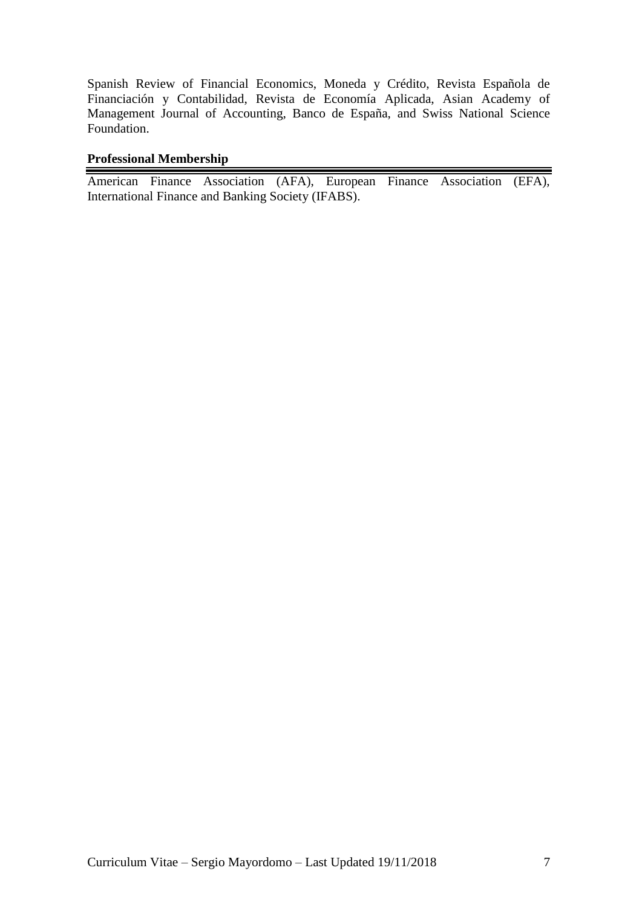Spanish Review of Financial Economics, Moneda y Crédito, Revista Española de Financiación y Contabilidad, Revista de Economía Aplicada, Asian Academy of Management Journal of Accounting, Banco de España, and Swiss National Science Foundation.

## Professional Membership

American Finance Association (AFA), European Finance Association (EFA), International Finance and Banking Society (IFABS).